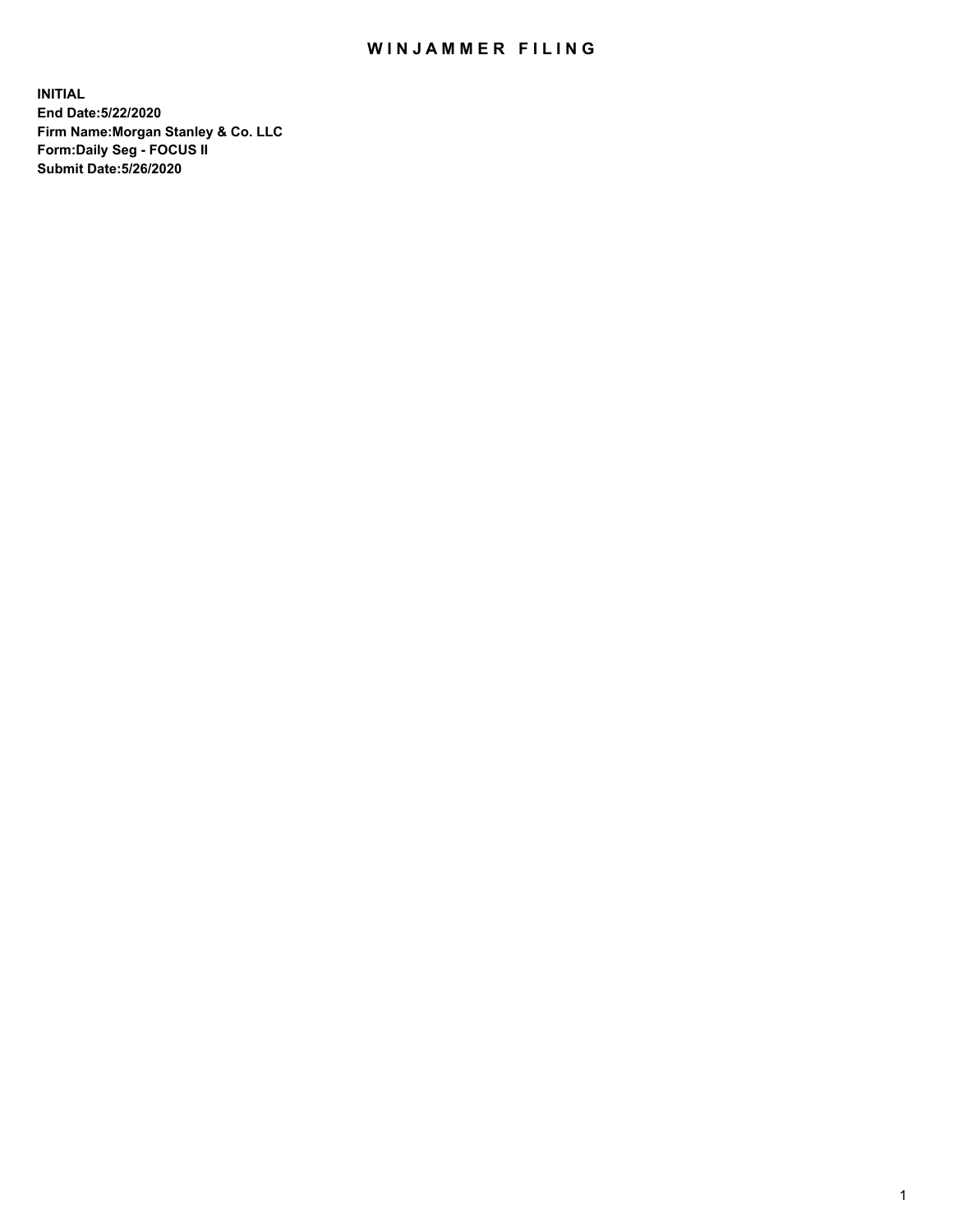# WINJAMMER FILING

**INITIAL**
**End Date:5/22/2020**
**Firm Name:Morgan Stanley & Co. LLC**
**Form:Daily Seg - FOCUS II**
**Submit Date:5/26/2020**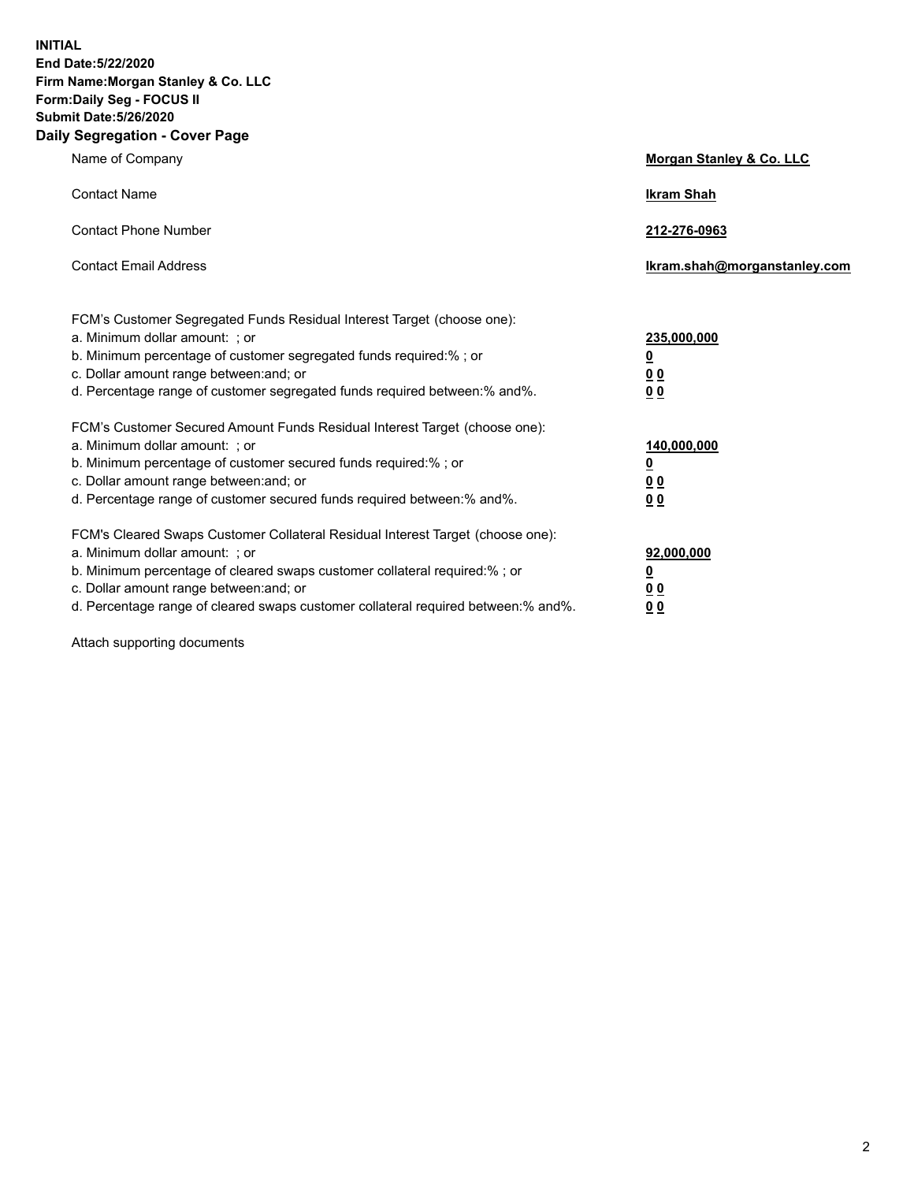**INITIAL**
**End Date:5/22/2020**
**Firm Name:Morgan Stanley & Co. LLC**
**Form:Daily Seg - FOCUS II**
**Submit Date:5/26/2020**

## Daily Segregation - Cover Page

| | |
|---|---|
| Name of Company | **Morgan Stanley & Co. LLC** |
| Contact Name | **Ikram Shah** |
| Contact Phone Number | **212-276-0963** |
| Contact Email Address | **Ikram.shah@morganstanley.com** |

| | |
|---|---|
| FCM's Customer Segregated Funds Residual Interest Target (choose one): | |
| a. Minimum dollar amount: ; or | **235,000,000** |
| b. Minimum percentage of customer segregated funds required:% ; or | **0** |
| c. Dollar amount range between:and; or | **0 0** |
| d. Percentage range of customer segregated funds required between:% and%. | **0 0** |
| FCM's Customer Secured Amount Funds Residual Interest Target (choose one): | |
| a. Minimum dollar amount: ; or | **140,000,000** |
| b. Minimum percentage of customer secured funds required:% ; or | **0** |
| c. Dollar amount range between:and; or | **0 0** |
| d. Percentage range of customer secured funds required between:% and%. | **0 0** |
| FCM's Cleared Swaps Customer Collateral Residual Interest Target (choose one): | |
| a. Minimum dollar amount: ; or | **92,000,000** |
| b. Minimum percentage of cleared swaps customer collateral required:% ; or | **0** |
| c. Dollar amount range between:and; or | **0 0** |
| d. Percentage range of cleared swaps customer collateral required between:% and%. | **0 0** |

Attach supporting documents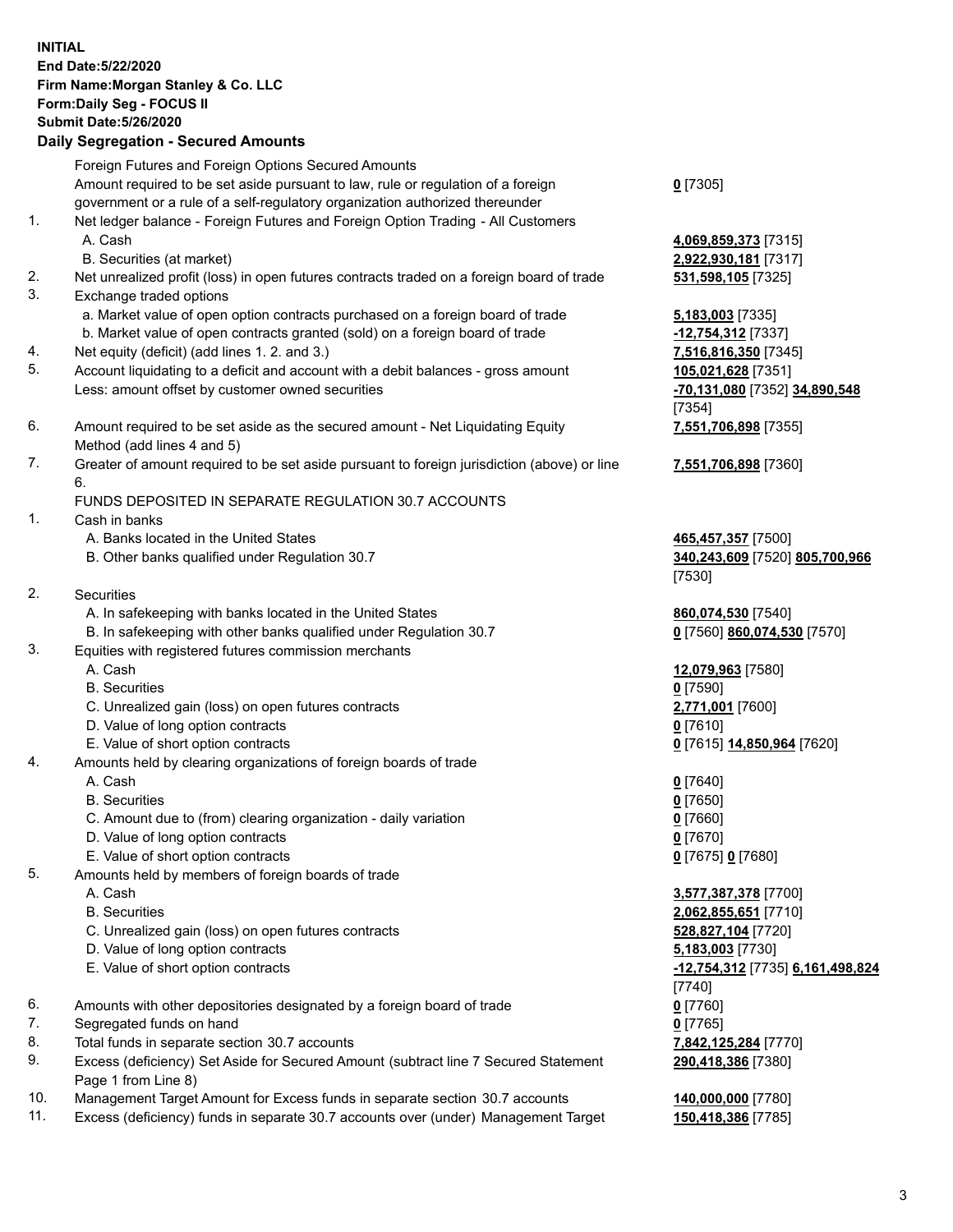**INITIAL**
**End Date:5/22/2020**
**Firm Name:Morgan Stanley & Co. LLC**
**Form:Daily Seg - FOCUS II**
**Submit Date:5/26/2020**

## Daily Segregation - Secured Amounts

| | | |
|---|---|---|
| | Foreign Futures and Foreign Options Secured Amounts | |
| | Amount required to be set aside pursuant to law, rule or regulation of a foreign government or a rule of a self-regulatory organization authorized thereunder | **0** [7305] |
| 1. | Net ledger balance - Foreign Futures and Foreign Option Trading - All Customers | |
| | A. Cash | **4,069,859,373** [7315] |
| | B. Securities (at market) | **2,922,930,181** [7317] |
| 2. | Net unrealized profit (loss) in open futures contracts traded on a foreign board of trade | **531,598,105** [7325] |
| 3. | Exchange traded options | |
| | a. Market value of open option contracts purchased on a foreign board of trade | **5,183,003** [7335] |
| | b. Market value of open contracts granted (sold) on a foreign board of trade | **-12,754,312** [7337] |
| 4. | Net equity (deficit) (add lines 1. 2. and 3.) | **7,516,816,350** [7345] |
| 5. | Account liquidating to a deficit and account with a debit balances - gross amount | **105,021,628** [7351] |
| | Less: amount offset by customer owned securities | **-70,131,080** [7352] **34,890,548** [7354] |
| 6. | Amount required to be set aside as the secured amount - Net Liquidating Equity Method (add lines 4 and 5) | **7,551,706,898** [7355] |
| 7. | Greater of amount required to be set aside pursuant to foreign jurisdiction (above) or line 6. | **7,551,706,898** [7360] |
| | FUNDS DEPOSITED IN SEPARATE REGULATION 30.7 ACCOUNTS | |
| 1. | Cash in banks | |
| | A. Banks located in the United States | **465,457,357** [7500] |
| | B. Other banks qualified under Regulation 30.7 | **340,243,609** [7520] **805,700,966** [7530] |
| 2. | Securities | |
| | A. In safekeeping with banks located in the United States | **860,074,530** [7540] |
| | B. In safekeeping with other banks qualified under Regulation 30.7 | **0** [7560] **860,074,530** [7570] |
| 3. | Equities with registered futures commission merchants | |
| | A. Cash | **12,079,963** [7580] |
| | B. Securities | **0** [7590] |
| | C. Unrealized gain (loss) on open futures contracts | **2,771,001** [7600] |
| | D. Value of long option contracts | **0** [7610] |
| | E. Value of short option contracts | **0** [7615] **14,850,964** [7620] |
| 4. | Amounts held by clearing organizations of foreign boards of trade | |
| | A. Cash | **0** [7640] |
| | B. Securities | **0** [7650] |
| | C. Amount due to (from) clearing organization - daily variation | **0** [7660] |
| | D. Value of long option contracts | **0** [7670] |
| | E. Value of short option contracts | **0** [7675] **0** [7680] |
| 5. | Amounts held by members of foreign boards of trade | |
| | A. Cash | **3,577,387,378** [7700] |
| | B. Securities | **2,062,855,651** [7710] |
| | C. Unrealized gain (loss) on open futures contracts | **528,827,104** [7720] |
| | D. Value of long option contracts | **5,183,003** [7730] |
| | E. Value of short option contracts | **-12,754,312** [7735] **6,161,498,824** [7740] |
| 6. | Amounts with other depositories designated by a foreign board of trade | **0** [7760] |
| 7. | Segregated funds on hand | **0** [7765] |
| 8. | Total funds in separate section 30.7 accounts | **7,842,125,284** [7770] |
| 9. | Excess (deficiency) Set Aside for Secured Amount (subtract line 7 Secured Statement Page 1 from Line 8) | **290,418,386** [7380] |
| 10. | Management Target Amount for Excess funds in separate section 30.7 accounts | **140,000,000** [7780] |
| 11. | Excess (deficiency) funds in separate 30.7 accounts over (under) Management Target | **150,418,386** [7785] |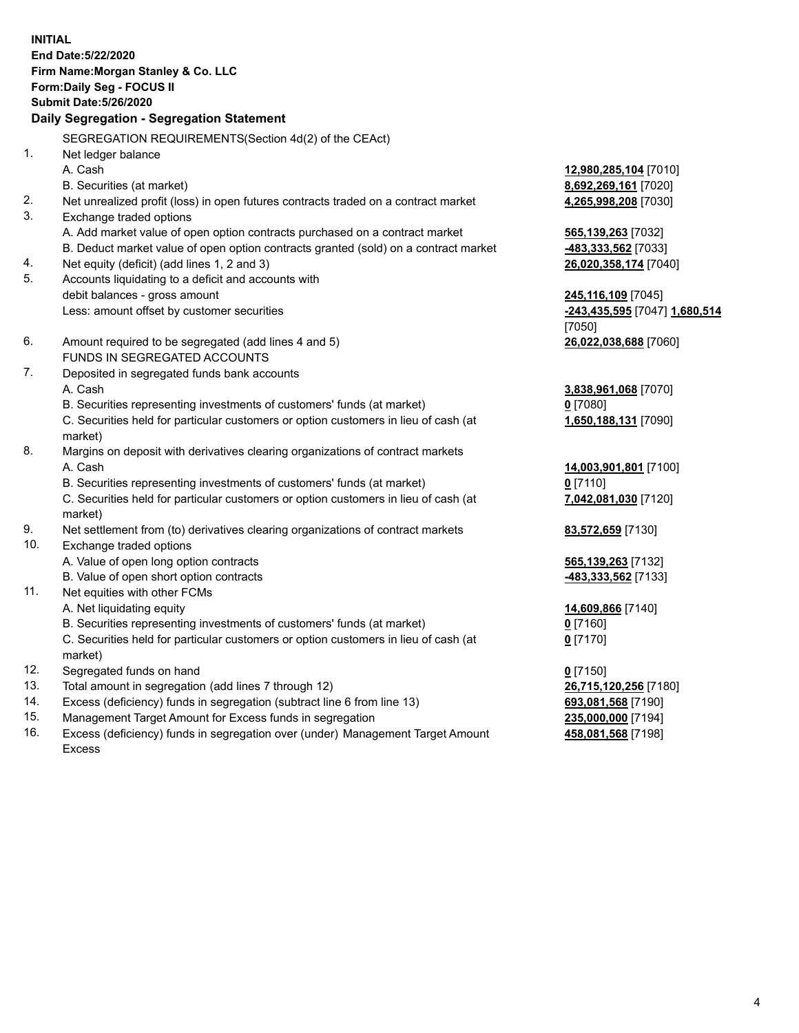**INITIAL**
**End Date:5/22/2020**
**Firm Name:Morgan Stanley & Co. LLC**
**Form:Daily Seg - FOCUS II**
**Submit Date:5/26/2020**

**Daily Segregation - Segregation Statement**

SEGREGATION REQUIREMENTS(Section 4d(2) of the CEAct)

| | | |
|---|---|---|
| 1. | Net ledger balance | |
| | A. Cash | **12,980,285,104** [7010] |
| | B. Securities (at market) | **8,692,269,161** [7020] |
| 2. | Net unrealized profit (loss) in open futures contracts traded on a contract market | **4,265,998,208** [7030] |
| 3. | Exchange traded options | |
| | A. Add market value of open option contracts purchased on a contract market | **565,139,263** [7032] |
| | B. Deduct market value of open option contracts granted (sold) on a contract market | **-483,333,562** [7033] |
| 4. | Net equity (deficit) (add lines 1, 2 and 3) | **26,020,358,174** [7040] |
| 5. | Accounts liquidating to a deficit and accounts with debit balances - gross amount | **245,116,109** [7045] |
| | Less: amount offset by customer securities | **-243,435,595** [7047] **1,680,514** [7050] |
| 6. | Amount required to be segregated (add lines 4 and 5) | **26,022,038,688** [7060] |
| | FUNDS IN SEGREGATED ACCOUNTS | |
| 7. | Deposited in segregated funds bank accounts | |
| | A. Cash | **3,838,961,068** [7070] |
| | B. Securities representing investments of customers' funds (at market) | **0** [7080] |
| | C. Securities held for particular customers or option customers in lieu of cash (at market) | **1,650,188,131** [7090] |
| 8. | Margins on deposit with derivatives clearing organizations of contract markets | |
| | A. Cash | **14,003,901,801** [7100] |
| | B. Securities representing investments of customers' funds (at market) | **0** [7110] |
| | C. Securities held for particular customers or option customers in lieu of cash (at market) | **7,042,081,030** [7120] |
| 9. | Net settlement from (to) derivatives clearing organizations of contract markets | **83,572,659** [7130] |
| 10. | Exchange traded options | |
| | A. Value of open long option contracts | **565,139,263** [7132] |
| | B. Value of open short option contracts | **-483,333,562** [7133] |
| 11. | Net equities with other FCMs | |
| | A. Net liquidating equity | **14,609,866** [7140] |
| | B. Securities representing investments of customers' funds (at market) | **0** [7160] |
| | C. Securities held for particular customers or option customers in lieu of cash (at market) | **0** [7170] |
| 12. | Segregated funds on hand | **0** [7150] |
| 13. | Total amount in segregation (add lines 7 through 12) | **26,715,120,256** [7180] |
| 14. | Excess (deficiency) funds in segregation (subtract line 6 from line 13) | **693,081,568** [7190] |
| 15. | Management Target Amount for Excess funds in segregation | **235,000,000** [7194] |
| 16. | Excess (deficiency) funds in segregation over (under) Management Target Amount Excess | **458,081,568** [7198] |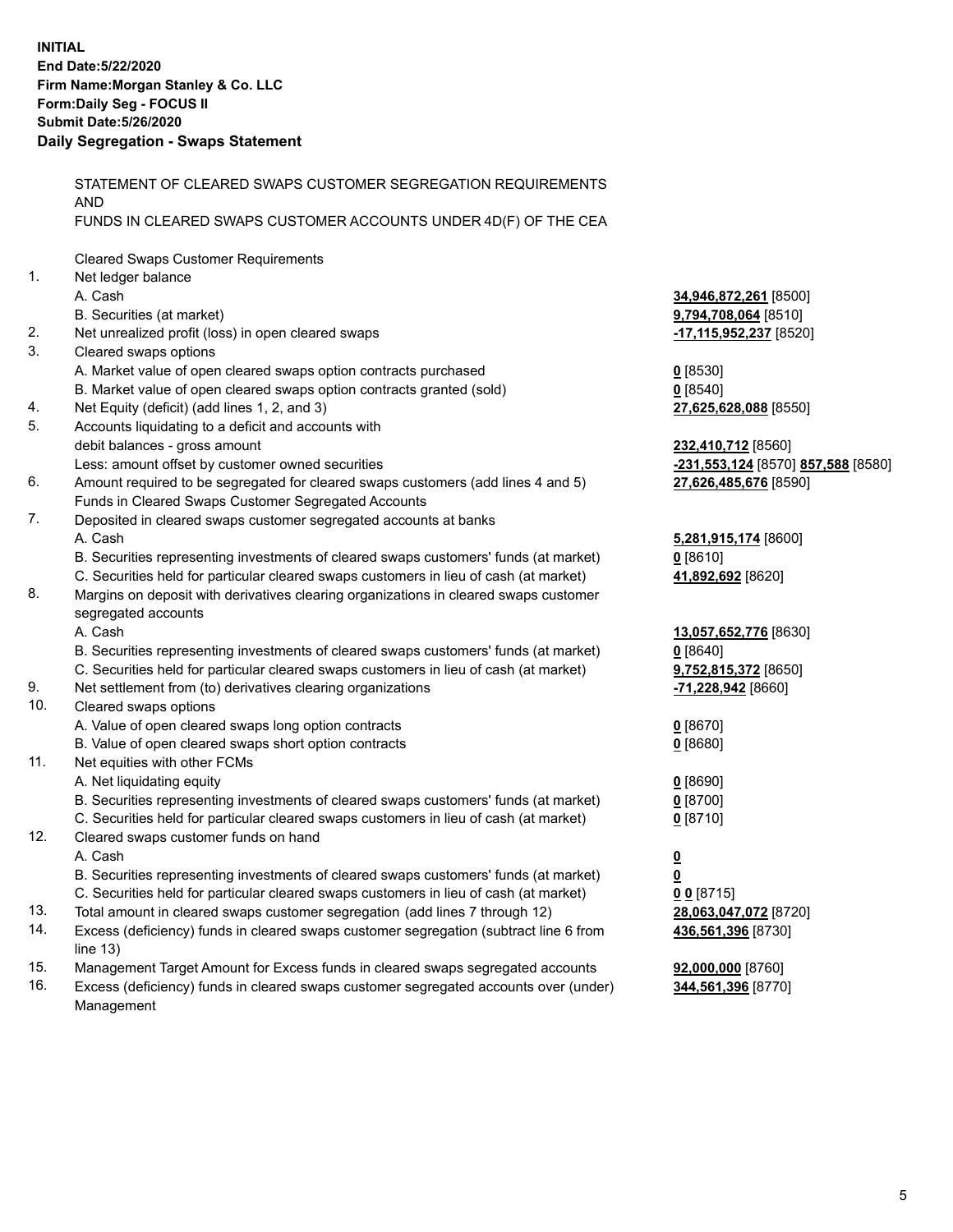**INITIAL**
**End Date:5/22/2020**
**Firm Name:Morgan Stanley & Co. LLC**
**Form:Daily Seg - FOCUS II**
**Submit Date:5/26/2020**
**Daily Segregation - Swaps Statement**

STATEMENT OF CLEARED SWAPS CUSTOMER SEGREGATION REQUIREMENTS AND FUNDS IN CLEARED SWAPS CUSTOMER ACCOUNTS UNDER 4D(F) OF THE CEA

| | | |
|---|---|---|
| | Cleared Swaps Customer Requirements | |
| 1. | Net ledger balance | |
| | A. Cash | **34,946,872,261** [8500] |
| | B. Securities (at market) | **9,794,708,064** [8510] |
| 2. | Net unrealized profit (loss) in open cleared swaps | **-17,115,952,237** [8520] |
| 3. | Cleared swaps options | |
| | A. Market value of open cleared swaps option contracts purchased | **0** [8530] |
| | B. Market value of open cleared swaps option contracts granted (sold) | **0** [8540] |
| 4. | Net Equity (deficit) (add lines 1, 2, and 3) | **27,625,628,088** [8550] |
| 5. | Accounts liquidating to a deficit and accounts with | |
| | debit balances - gross amount | **232,410,712** [8560] |
| | Less: amount offset by customer owned securities | **-231,553,124** [8570] **857,588** [8580] |
| 6. | Amount required to be segregated for cleared swaps customers (add lines 4 and 5) | **27,626,485,676** [8590] |
| | Funds in Cleared Swaps Customer Segregated Accounts | |
| 7. | Deposited in cleared swaps customer segregated accounts at banks | |
| | A. Cash | **5,281,915,174** [8600] |
| | B. Securities representing investments of cleared swaps customers' funds (at market) | **0** [8610] |
| | C. Securities held for particular cleared swaps customers in lieu of cash (at market) | **41,892,692** [8620] |
| 8. | Margins on deposit with derivatives clearing organizations in cleared swaps customer segregated accounts | |
| | A. Cash | **13,057,652,776** [8630] |
| | B. Securities representing investments of cleared swaps customers' funds (at market) | **0** [8640] |
| | C. Securities held for particular cleared swaps customers in lieu of cash (at market) | **9,752,815,372** [8650] |
| 9. | Net settlement from (to) derivatives clearing organizations | **-71,228,942** [8660] |
| 10. | Cleared swaps options | |
| | A. Value of open cleared swaps long option contracts | **0** [8670] |
| | B. Value of open cleared swaps short option contracts | **0** [8680] |
| 11. | Net equities with other FCMs | |
| | A. Net liquidating equity | **0** [8690] |
| | B. Securities representing investments of cleared swaps customers' funds (at market) | **0** [8700] |
| | C. Securities held for particular cleared swaps customers in lieu of cash (at market) | **0** [8710] |
| 12. | Cleared swaps customer funds on hand | |
| | A. Cash | **0** |
| | B. Securities representing investments of cleared swaps customers' funds (at market) | **0** |
| | C. Securities held for particular cleared swaps customers in lieu of cash (at market) | **0** **0** [8715] |
| 13. | Total amount in cleared swaps customer segregation (add lines 7 through 12) | **28,063,047,072** [8720] |
| 14. | Excess (deficiency) funds in cleared swaps customer segregation (subtract line 6 from line 13) | **436,561,396** [8730] |
| 15. | Management Target Amount for Excess funds in cleared swaps segregated accounts | **92,000,000** [8760] |
| 16. | Excess (deficiency) funds in cleared swaps customer segregated accounts over (under) Management | **344,561,396** [8770] |